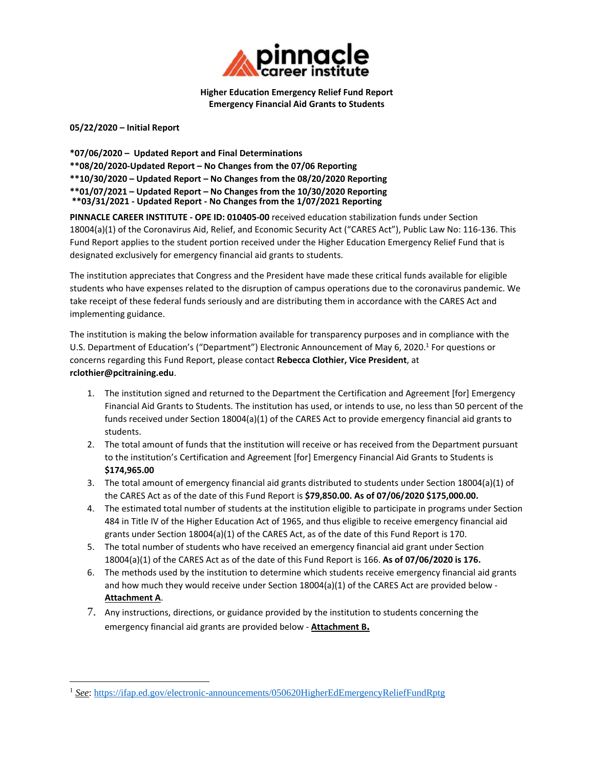**pinnacle career institute**

**Higher Education Emergency Relief Fund Report**
**Emergency Financial Aid Grants to Students**

**05/22/2020 – Initial Report**

**\*07/06/2020 – Updated Report and Final Determinations**
**\*\*08/20/2020-Updated Report – No Changes from the 07/06 Reporting**
**\*\*10/30/2020 – Updated Report – No Changes from the 08/20/2020 Reporting**
**\*\*01/07/2021 – Updated Report – No Changes from the 10/30/2020 Reporting**
**\*\*03/31/2021 - Updated Report - No Changes from the 1/07/2021 Reporting**

**PINNACLE CAREER INSTITUTE - OPE ID: 010405-00** received education stabilization funds under Section 18004(a)(1) of the Coronavirus Aid, Relief, and Economic Security Act ("CARES Act"), Public Law No: 116-136. This Fund Report applies to the student portion received under the Higher Education Emergency Relief Fund that is designated exclusively for emergency financial aid grants to students.

The institution appreciates that Congress and the President have made these critical funds available for eligible students who have expenses related to the disruption of campus operations due to the coronavirus pandemic. We take receipt of these federal funds seriously and are distributing them in accordance with the CARES Act and implementing guidance.

The institution is making the below information available for transparency purposes and in compliance with the U.S. Department of Education's ("Department") Electronic Announcement of May 6, 2020.[1] For questions or concerns regarding this Fund Report, please contact **Rebecca Clothier, Vice President**, at **rclothier@pcitraining.edu**.

1. The institution signed and returned to the Department the Certification and Agreement [for] Emergency Financial Aid Grants to Students. The institution has used, or intends to use, no less than 50 percent of the funds received under Section 18004(a)(1) of the CARES Act to provide emergency financial aid grants to students.
2. The total amount of funds that the institution will receive or has received from the Department pursuant to the institution's Certification and Agreement [for] Emergency Financial Aid Grants to Students is **$174,965.00**
3. The total amount of emergency financial aid grants distributed to students under Section 18004(a)(1) of the CARES Act as of the date of this Fund Report is **$79,850.00. As of 07/06/2020 $175,000.00.**
4. The estimated total number of students at the institution eligible to participate in programs under Section 484 in Title IV of the Higher Education Act of 1965, and thus eligible to receive emergency financial aid grants under Section 18004(a)(1) of the CARES Act, as of the date of this Fund Report is 170.
5. The total number of students who have received an emergency financial aid grant under Section 18004(a)(1) of the CARES Act as of the date of this Fund Report is 166. **As of 07/06/2020 is 176.**
6. The methods used by the institution to determine which students receive emergency financial aid grants and how much they would receive under Section 18004(a)(1) of the CARES Act are provided below - **Attachment A**.
7. Any instructions, directions, or guidance provided by the institution to students concerning the emergency financial aid grants are provided below - **Attachment B.**

---

[1] *See*: https://ifap.ed.gov/electronic-announcements/050620HigherEdEmergencyReliefFundRptg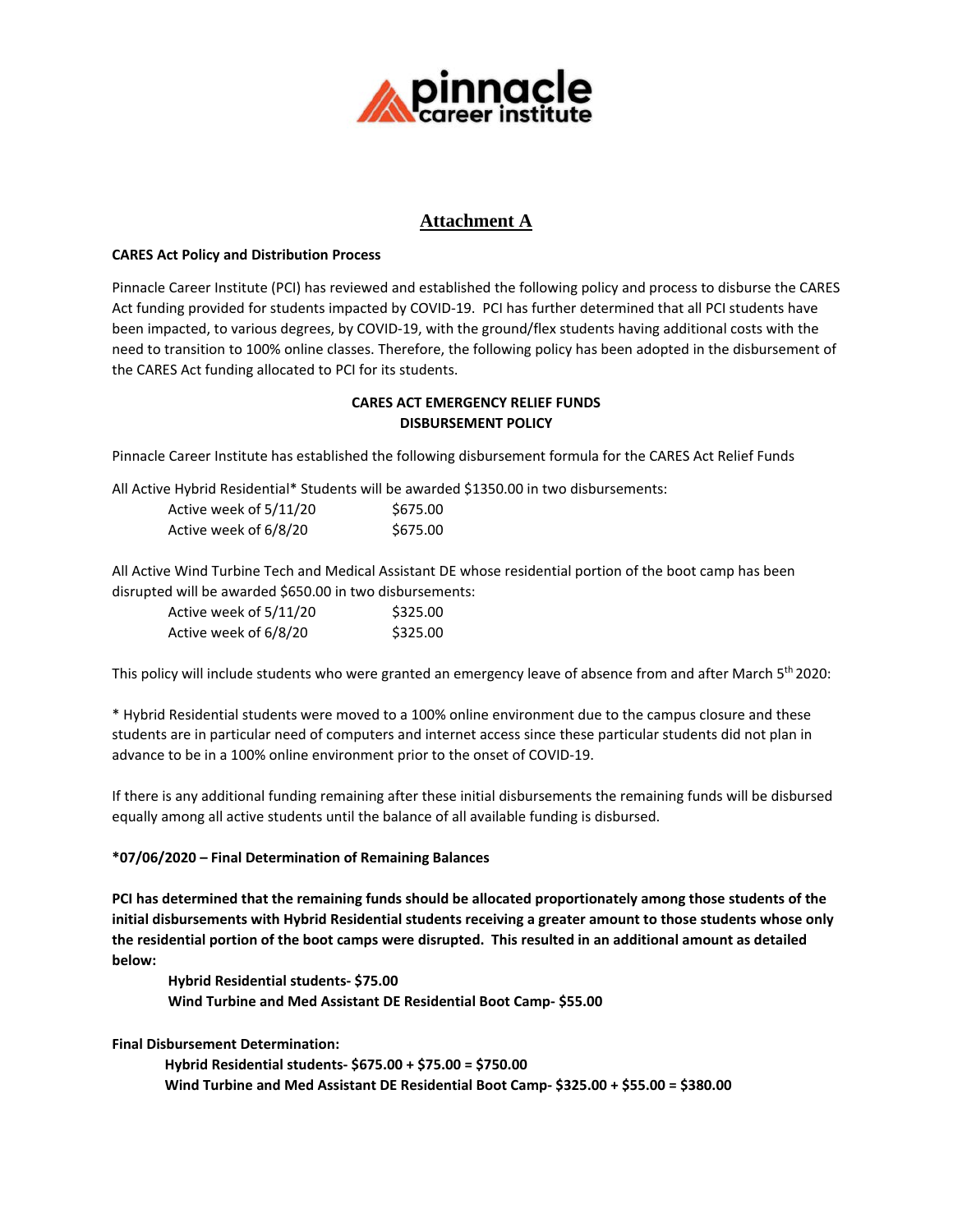# Attachment A

**CARES Act Policy and Distribution Process**

Pinnacle Career Institute (PCI) has reviewed and established the following policy and process to disburse the CARES Act funding provided for students impacted by COVID-19. PCI has further determined that all PCI students have been impacted, to various degrees, by COVID-19, with the ground/flex students having additional costs with the need to transition to 100% online classes. Therefore, the following policy has been adopted in the disbursement of the CARES Act funding allocated to PCI for its students.

**CARES ACT EMERGENCY RELIEF FUNDS**
**DISBURSEMENT POLICY**

Pinnacle Career Institute has established the following disbursement formula for the CARES Act Relief Funds

All Active Hybrid Residential* Students will be awarded $1350.00 in two disbursements:

| | |
|---|---|
| Active week of 5/11/20 | $675.00 |
| Active week of 6/8/20 | $675.00 |

All Active Wind Turbine Tech and Medical Assistant DE whose residential portion of the boot camp has been disrupted will be awarded $650.00 in two disbursements:

| | |
|---|---|
| Active week of 5/11/20 | $325.00 |
| Active week of 6/8/20 | $325.00 |

This policy will include students who were granted an emergency leave of absence from and after March 5th 2020:

* Hybrid Residential students were moved to a 100% online environment due to the campus closure and these students are in particular need of computers and internet access since these particular students did not plan in advance to be in a 100% online environment prior to the onset of COVID-19.

If there is any additional funding remaining after these initial disbursements the remaining funds will be disbursed equally among all active students until the balance of all available funding is disbursed.

**\*07/06/2020 – Final Determination of Remaining Balances**

**PCI has determined that the remaining funds should be allocated proportionately among those students of the initial disbursements with Hybrid Residential students receiving a greater amount to those students whose only the residential portion of the boot camps were disrupted. This resulted in an additional amount as detailed below:**

**Hybrid Residential students- $75.00**
**Wind Turbine and Med Assistant DE Residential Boot Camp- $55.00**

**Final Disbursement Determination:**

**Hybrid Residential students- $675.00 + $75.00 = $750.00**
**Wind Turbine and Med Assistant DE Residential Boot Camp- $325.00 + $55.00 = $380.00**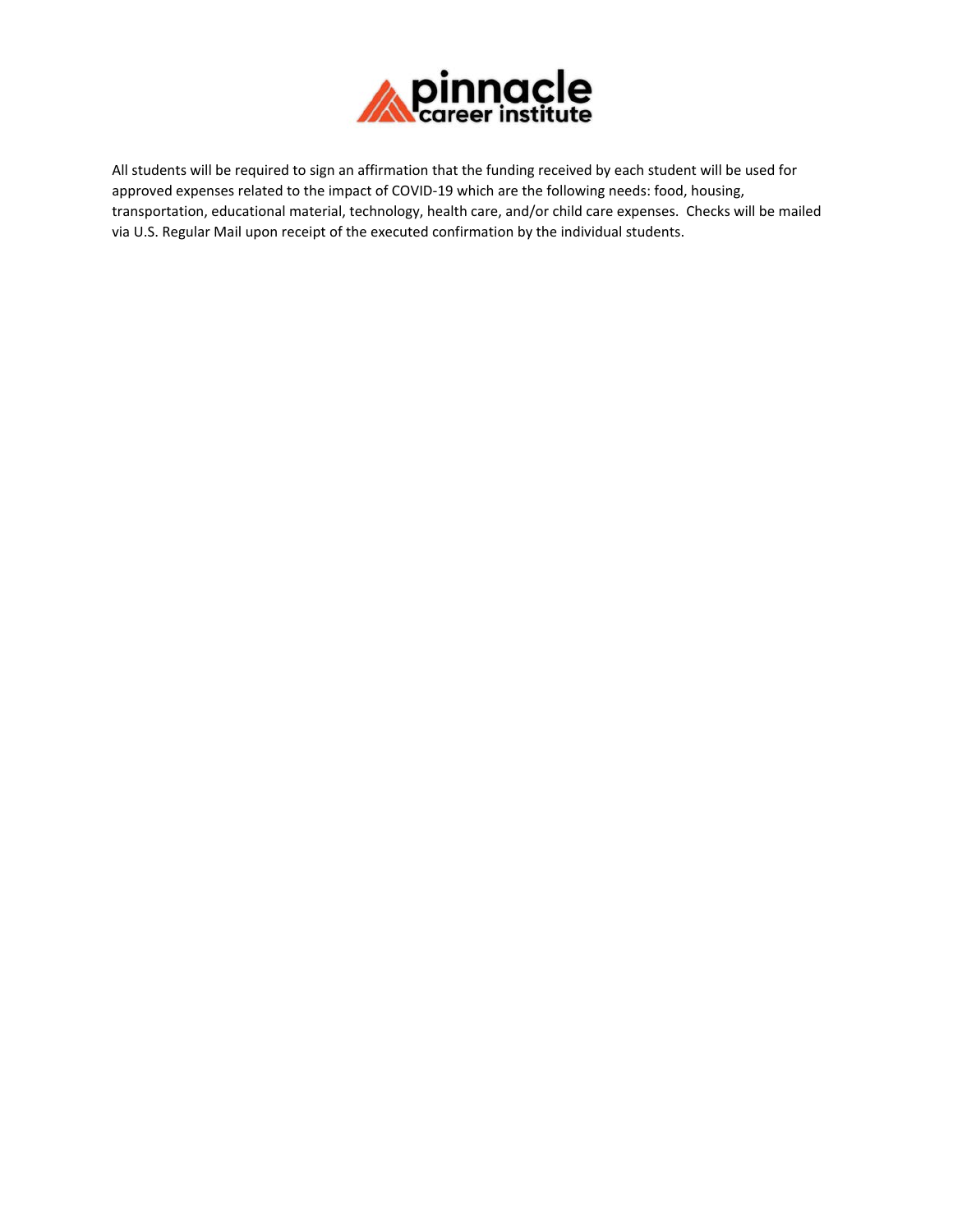All students will be required to sign an affirmation that the funding received by each student will be used for approved expenses related to the impact of COVID-19 which are the following needs: food, housing, transportation, educational material, technology, health care, and/or child care expenses. Checks will be mailed via U.S. Regular Mail upon receipt of the executed confirmation by the individual students.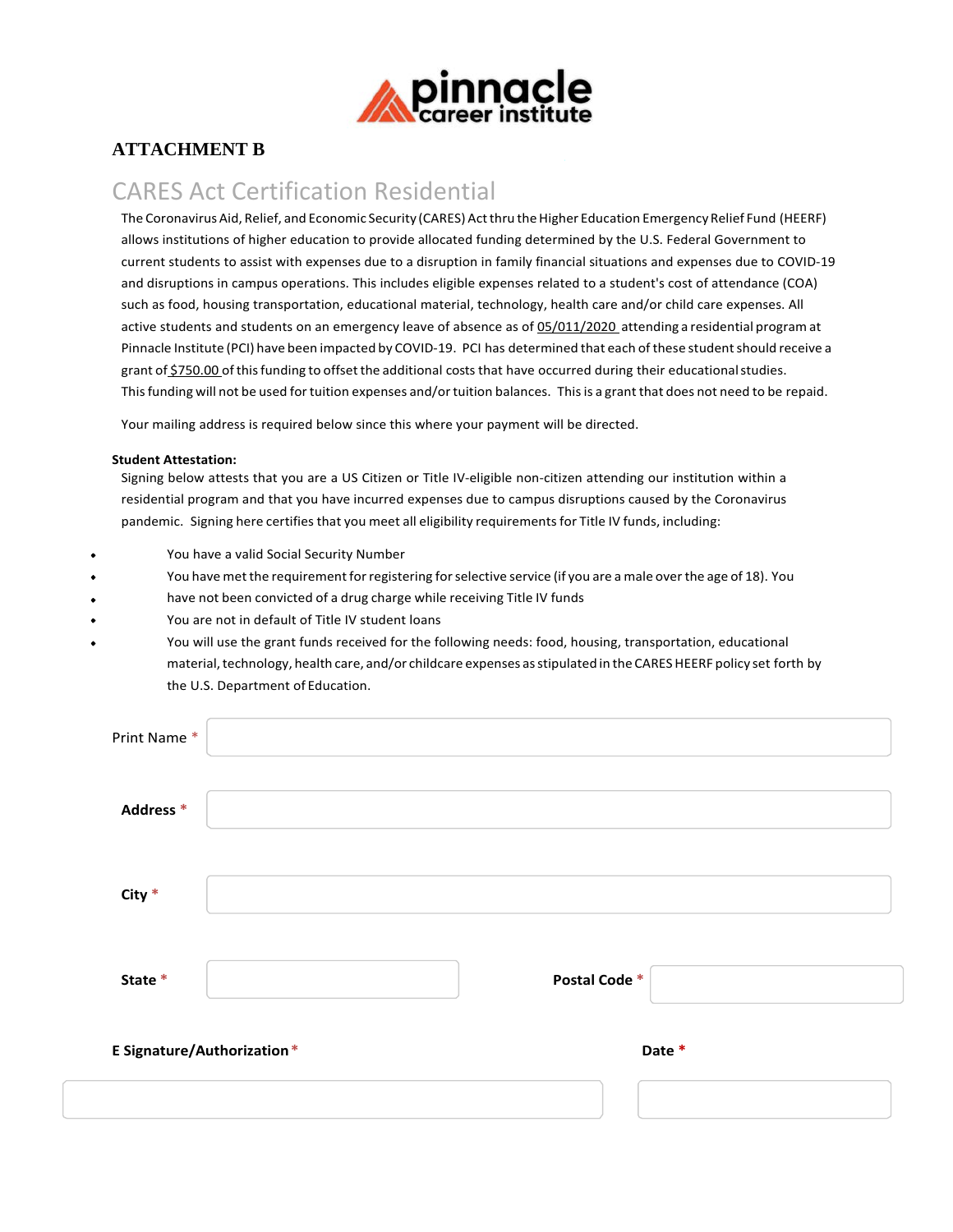**ATTACHMENT B**

# CARES Act Certification Residential

The Coronavirus Aid, Relief, and Economic Security (CARES) Act thru the Higher Education Emergency Relief Fund (HEERF) allows institutions of higher education to provide allocated funding determined by the U.S. Federal Government to current students to assist with expenses due to a disruption in family financial situations and expenses due to COVID-19 and disruptions in campus operations. This includes eligible expenses related to a student's cost of attendance (COA) such as food, housing transportation, educational material, technology, health care and/or child care expenses. All active students and students on an emergency leave of absence as of 05/011/2020 attending a residential program at Pinnacle Institute (PCI) have been impacted by COVID-19. PCI has determined that each of these student should receive a grant of $750.00 of this funding to offset the additional costs that have occurred during their educational studies. This funding will not be used for tuition expenses and/or tuition balances. This is a grant that does not need to be repaid.

Your mailing address is required below since this where your payment will be directed.

**Student Attestation:**

Signing below attests that you are a US Citizen or Title IV-eligible non-citizen attending our institution within a residential program and that you have incurred expenses due to campus disruptions caused by the Coronavirus pandemic. Signing here certifies that you meet all eligibility requirements for Title IV funds, including:

- You have a valid Social Security Number
- You have met the requirement for registering for selective service (if you are a male over the age of 18). You
- have not been convicted of a drug charge while receiving Title IV funds
- You are not in default of Title IV student loans
- You will use the grant funds received for the following needs: food, housing, transportation, educational material, technology, health care, and/or childcare expenses as stipulated in the CARES HEERF policy set forth by the U.S. Department of Education.

Print Name *

**Address** *

**City** *

**State** * **Postal Code** *

**E Signature/Authorization** * **Date** *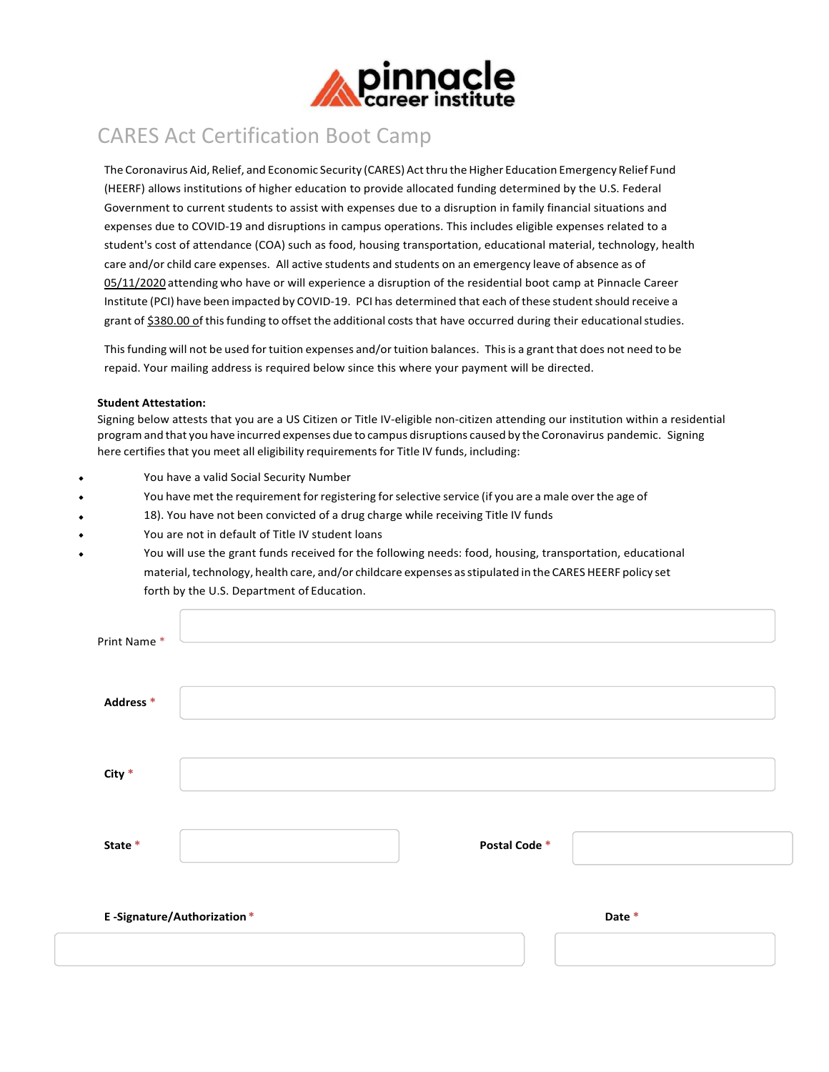pinnacle career institute

# CARES Act Certification Boot Camp

The Coronavirus Aid, Relief, and Economic Security (CARES) Act thru the Higher Education Emergency Relief Fund (HEERF) allows institutions of higher education to provide allocated funding determined by the U.S. Federal Government to current students to assist with expenses due to a disruption in family financial situations and expenses due to COVID-19 and disruptions in campus operations. This includes eligible expenses related to a student's cost of attendance (COA) such as food, housing transportation, educational material, technology, health care and/or child care expenses. All active students and students on an emergency leave of absence as of 05/11/2020 attending who have or will experience a disruption of the residential boot camp at Pinnacle Career Institute (PCI) have been impacted by COVID-19. PCI has determined that each of these student should receive a grant of $380.00 of this funding to offset the additional costs that have occurred during their educational studies.

This funding will not be used for tuition expenses and/or tuition balances. This is a grant that does not need to be repaid. Your mailing address is required below since this where your payment will be directed.

**Student Attestation:**

Signing below attests that you are a US Citizen or Title IV-eligible non-citizen attending our institution within a residential program and that you have incurred expenses due to campus disruptions caused by the Coronavirus pandemic. Signing here certifies that you meet all eligibility requirements for Title IV funds, including:

- You have a valid Social Security Number
- You have met the requirement for registering for selective service (if you are a male over the age of
- 18). You have not been convicted of a drug charge while receiving Title IV funds
- You are not in default of Title IV student loans
- You will use the grant funds received for the following needs: food, housing, transportation, educational material, technology, health care, and/or childcare expenses as stipulated in the CARES HEERF policy set forth by the U.S. Department of Education.

Print Name *

**Address** *

**City** *

**State** * **Postal Code** *

**E -Signature/Authorization** * **Date** *